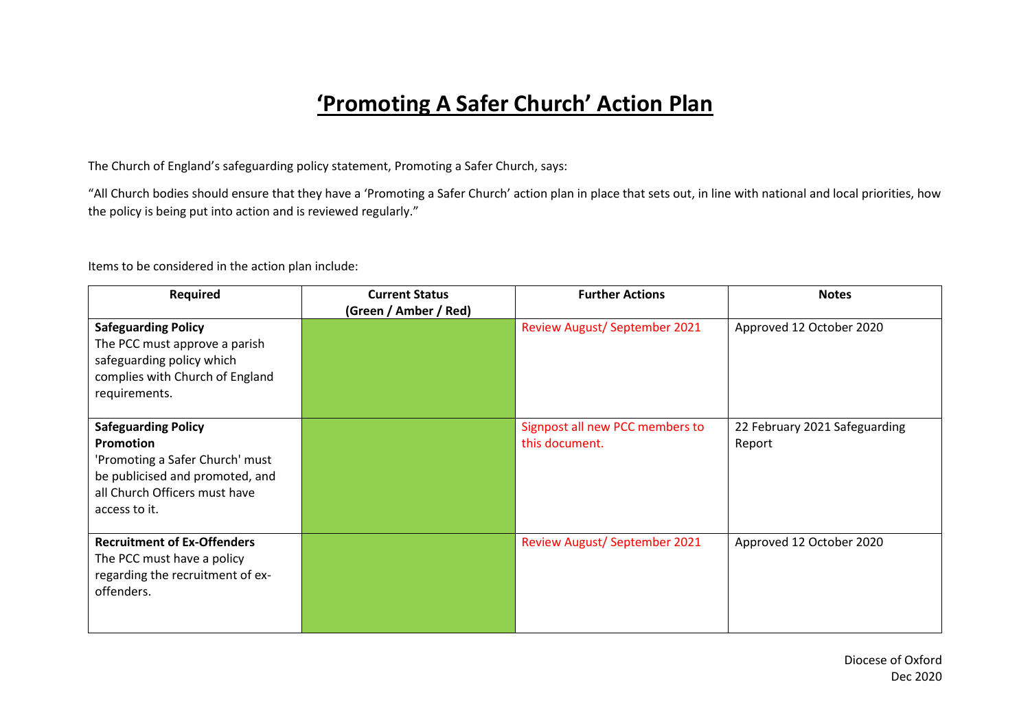# **'Promoting A Safer Church' Action Plan**

The Church of England's safeguarding policy statement, Promoting a Safer Church, says:

"All Church bodies should ensure that they have a 'Promoting a Safer Church' action plan in place that sets out, in line with national and local priorities, how the policy is being put into action and is reviewed regularly."

Items to be considered in the action plan include:

| Required | Current Status (Green / Amber / Red) | Further Actions | Notes |
| --- | --- | --- | --- |
| **Safeguarding Policy** The PCC must approve a parish safeguarding policy which complies with Church of England requirements. | | Review August/ September 2021 | Approved 12 October 2020 |
| **Safeguarding Policy Promotion** 'Promoting a Safer Church' must be publicised and promoted, and all Church Officers must have access to it. | | Signpost all new PCC members to this document. | 22 February 2021 Safeguarding Report |
| **Recruitment of Ex-Offenders** The PCC must have a policy regarding the recruitment of ex-offenders. | | Review August/ September 2021 | Approved 12 October 2020 |

Diocese of Oxford
Dec 2020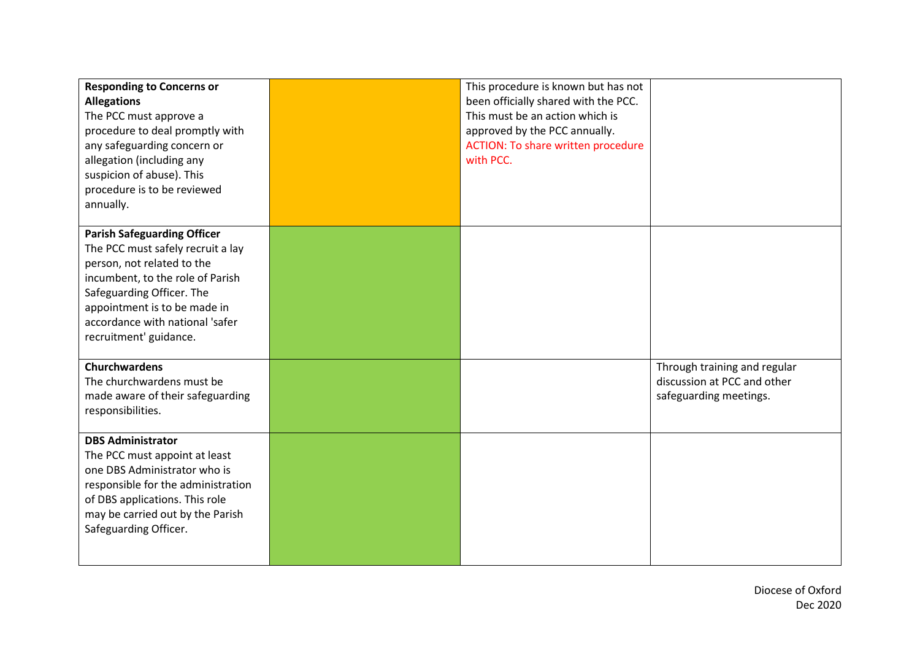| | | | |
|---|---|---|---|
| **Responding to Concerns or Allegations**<br>The PCC must approve a procedure to deal promptly with any safeguarding concern or allegation (including any suspicion of abuse). This procedure is to be reviewed annually. | | This procedure is known but has not been officially shared with the PCC. This must be an action which is approved by the PCC annually.<br>ACTION: To share written procedure with PCC. | |
| **Parish Safeguarding Officer**<br>The PCC must safely recruit a lay person, not related to the incumbent, to the role of Parish Safeguarding Officer. The appointment is to be made in accordance with national 'safer recruitment' guidance. | | | |
| **Churchwardens**<br>The churchwardens must be made aware of their safeguarding responsibilities. | | | Through training and regular discussion at PCC and other safeguarding meetings. |
| **DBS Administrator**<br>The PCC must appoint at least one DBS Administrator who is responsible for the administration of DBS applications. This role may be carried out by the Parish Safeguarding Officer. | | | |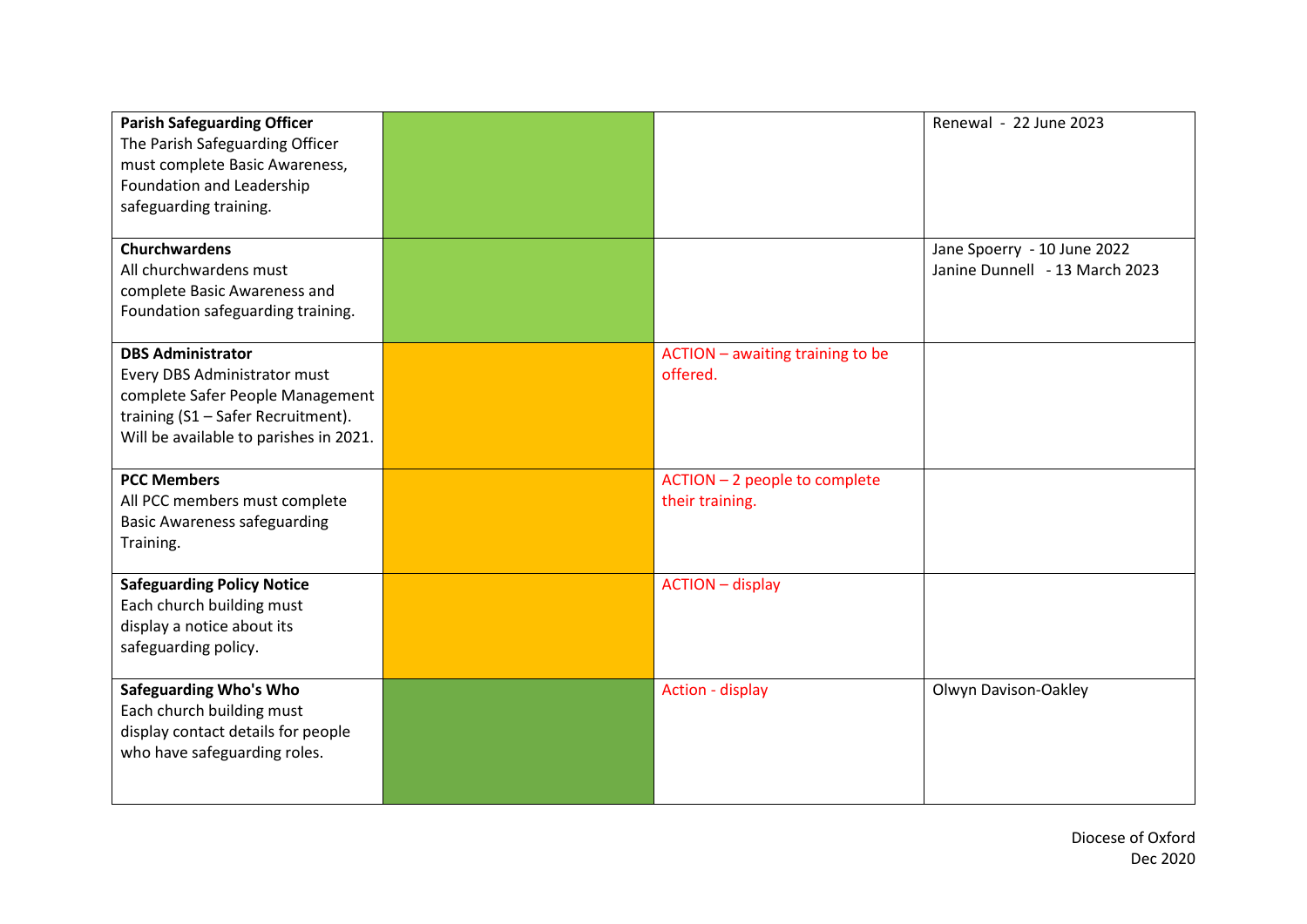| | | | |
|---|---|---|---|
| **Parish Safeguarding Officer** The Parish Safeguarding Officer must complete Basic Awareness, Foundation and Leadership safeguarding training. | | | Renewal - 22 June 2023 |
| **Churchwardens** All churchwardens must complete Basic Awareness and Foundation safeguarding training. | | | Jane Spoerry - 10 June 2022<br>Janine Dunnell - 13 March 2023 |
| **DBS Administrator** Every DBS Administrator must complete Safer People Management training (S1 – Safer Recruitment). Will be available to parishes in 2021. | | ACTION – awaiting training to be offered. | |
| **PCC Members** All PCC members must complete Basic Awareness safeguarding Training. | | ACTION – 2 people to complete their training. | |
| **Safeguarding Policy Notice** Each church building must display a notice about its safeguarding policy. | | ACTION – display | |
| **Safeguarding Who's Who** Each church building must display contact details for people who have safeguarding roles. | | Action - display | Olwyn Davison-Oakley |

Diocese of Oxford
Dec 2020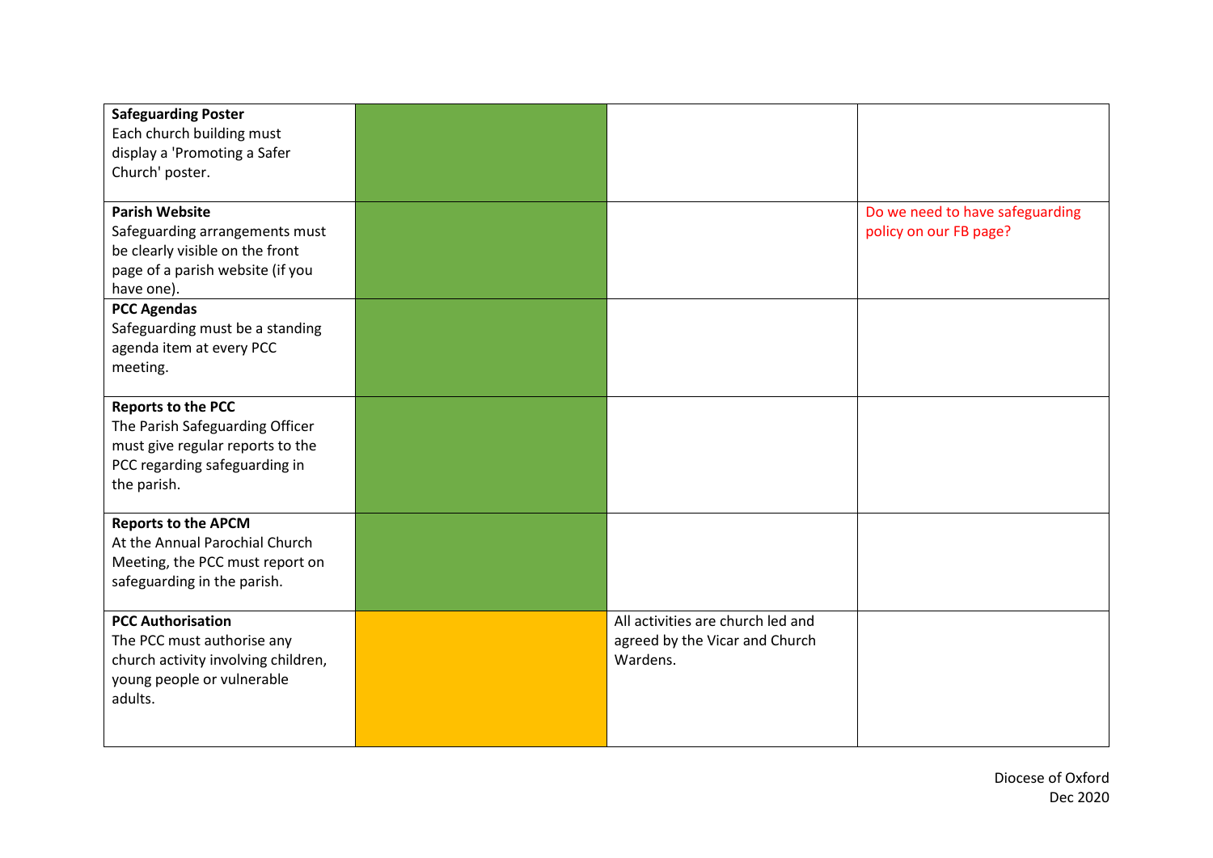| | | | |
|---|---|---|---|
| **Safeguarding Poster**<br>Each church building must display a 'Promoting a Safer Church' poster. | | | |
| **Parish Website**<br>Safeguarding arrangements must be clearly visible on the front page of a parish website (if you have one). | | | Do we need to have safeguarding policy on our FB page? |
| **PCC Agendas**<br>Safeguarding must be a standing agenda item at every PCC meeting. | | | |
| **Reports to the PCC**<br>The Parish Safeguarding Officer must give regular reports to the PCC regarding safeguarding in the parish. | | | |
| **Reports to the APCM**<br>At the Annual Parochial Church Meeting, the PCC must report on safeguarding in the parish. | | | |
| **PCC Authorisation**<br>The PCC must authorise any church activity involving children, young people or vulnerable adults. | | All activities are church led and agreed by the Vicar and Church Wardens. | |

Diocese of Oxford
Dec 2020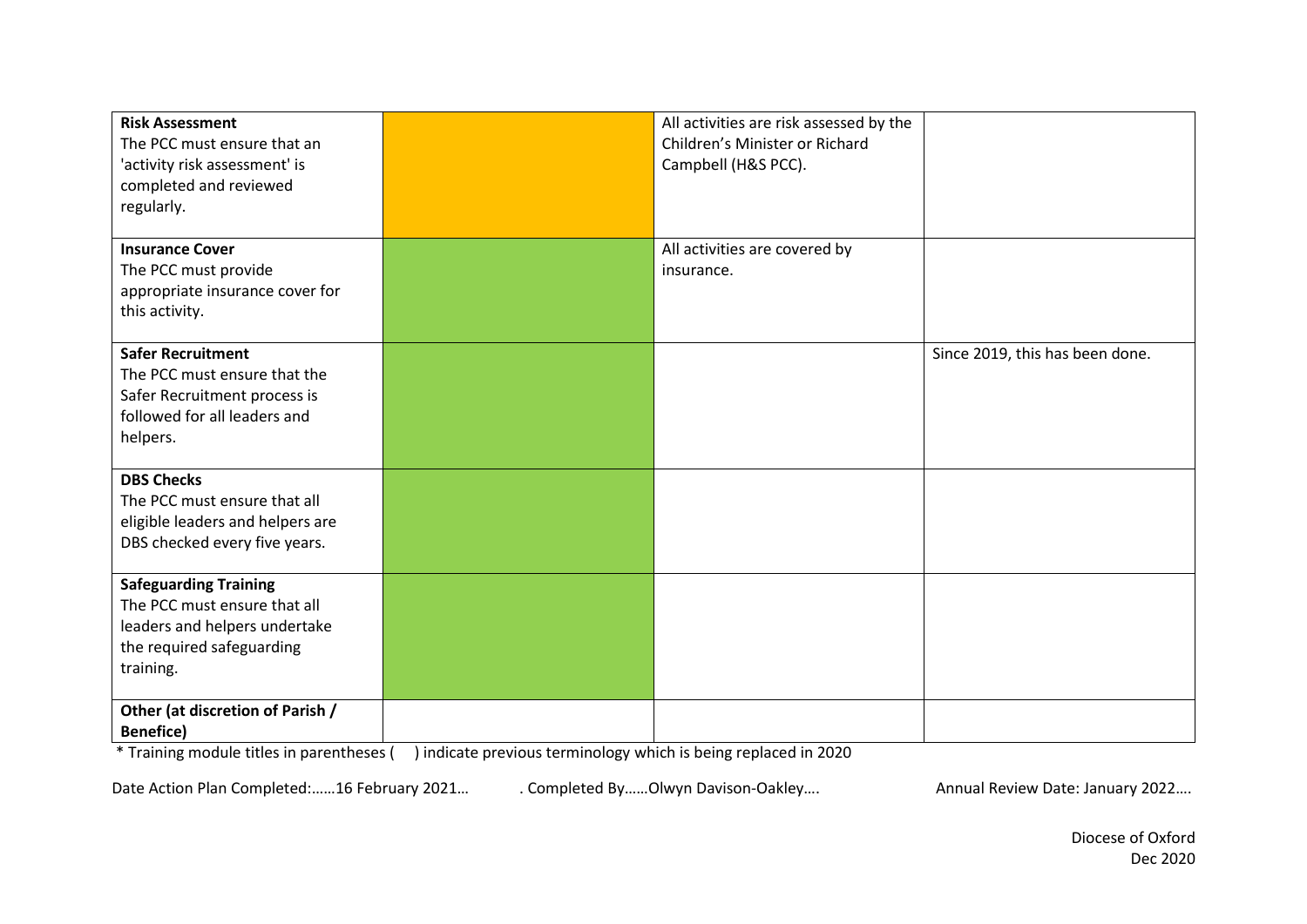| | | | |
|---|---|---|---|
| **Risk Assessment**<br>The PCC must ensure that an 'activity risk assessment' is completed and reviewed regularly. | | All activities are risk assessed by the Children's Minister or Richard Campbell (H&S PCC). | |
| **Insurance Cover**<br>The PCC must provide appropriate insurance cover for this activity. | | All activities are covered by insurance. | |
| **Safer Recruitment**<br>The PCC must ensure that the Safer Recruitment process is followed for all leaders and helpers. | | | Since 2019, this has been done. |
| **DBS Checks**<br>The PCC must ensure that all eligible leaders and helpers are DBS checked every five years. | | | |
| **Safeguarding Training**<br>The PCC must ensure that all leaders and helpers undertake the required safeguarding training. | | | |
| **Other (at discretion of Parish / Benefice)** | | | |

* Training module titles in parentheses ( ) indicate previous terminology which is being replaced in 2020

Date Action Plan Completed:……16 February 2021… . Completed By……Olwyn Davison-Oakley…. Annual Review Date: January 2022….

Diocese of Oxford
Dec 2020